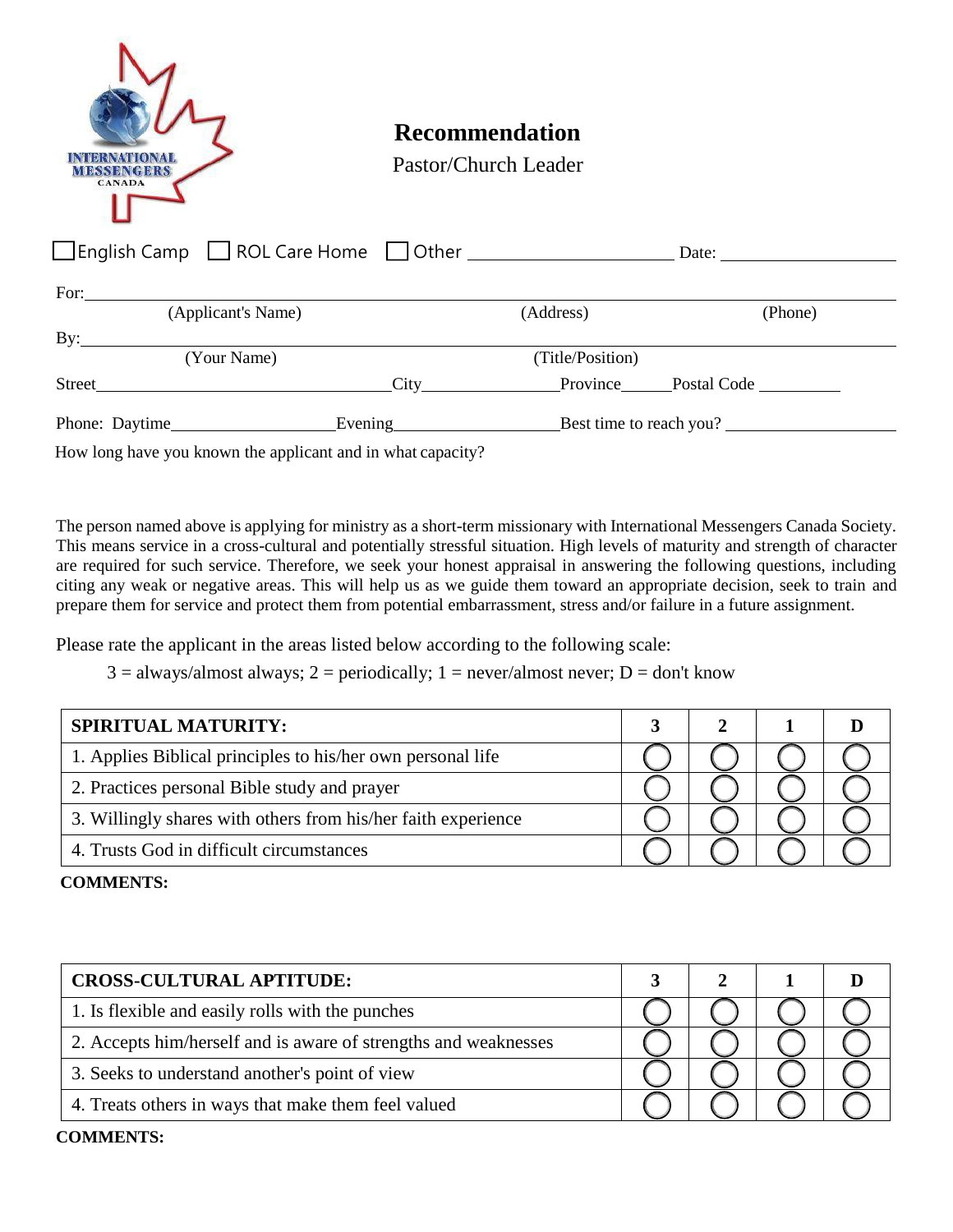# Recommendation

Pastor/Church Leader

☐ English Camp ☐ ROL Care Home ☐ Other ____________________ Date: ____________________

For: ______________________________________________________________________________

(Applicant's Name) (Address) (Phone)

By: ______________________________________________________________________________

(Your Name) (Title/Position)

Street ______________________________ City ______________ Province ______ Postal Code __________

Phone: Daytime ________________ Evening ________________ Best time to reach you? ________________

How long have you known the applicant and in what capacity?

The person named above is applying for ministry as a short-term missionary with International Messengers Canada Society. This means service in a cross-cultural and potentially stressful situation. High levels of maturity and strength of character are required for such service. Therefore, we seek your honest appraisal in answering the following questions, including citing any weak or negative areas. This will help us as we guide them toward an appropriate decision, seek to train and prepare them for service and protect them from potential embarrassment, stress and/or failure in a future assignment.

Please rate the applicant in the areas listed below according to the following scale:

3 = always/almost always; 2 = periodically; 1 = never/almost never; D = don't know

| SPIRITUAL MATURITY: | 3 | 2 | 1 | D |
|---|---|---|---|---|
| 1. Applies Biblical principles to his/her own personal life | ○ | ○ | ○ | ○ |
| 2. Practices personal Bible study and prayer | ○ | ○ | ○ | ○ |
| 3. Willingly shares with others from his/her faith experience | ○ | ○ | ○ | ○ |
| 4. Trusts God in difficult circumstances | ○ | ○ | ○ | ○ |

**COMMENTS:**

| CROSS-CULTURAL APTITUDE: | 3 | 2 | 1 | D |
|---|---|---|---|---|
| 1. Is flexible and easily rolls with the punches | ○ | ○ | ○ | ○ |
| 2. Accepts him/herself and is aware of strengths and weaknesses | ○ | ○ | ○ | ○ |
| 3. Seeks to understand another's point of view | ○ | ○ | ○ | ○ |
| 4. Treats others in ways that make them feel valued | ○ | ○ | ○ | ○ |

**COMMENTS:**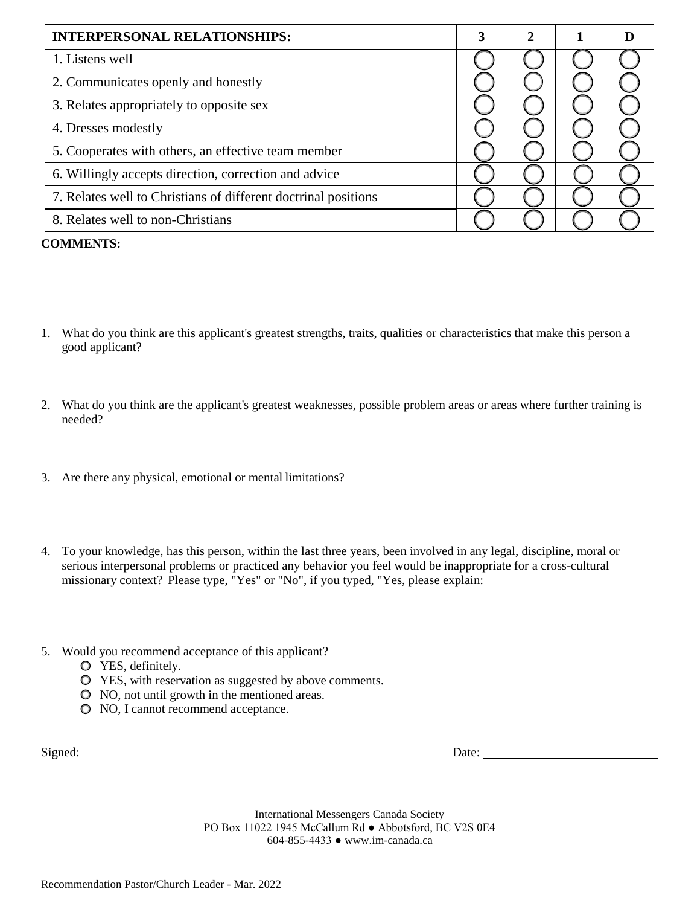| INTERPERSONAL RELATIONSHIPS: | 3 | 2 | 1 | D |
|---|---|---|---|---|
| 1. Listens well | ◯ | ◯ | ◯ | ◯ |
| 2. Communicates openly and honestly | ◯ | ◯ | ◯ | ◯ |
| 3. Relates appropriately to opposite sex | ◯ | ◯ | ◯ | ◯ |
| 4. Dresses modestly | ◯ | ◯ | ◯ | ◯ |
| 5. Cooperates with others, an effective team member | ◯ | ◯ | ◯ | ◯ |
| 6. Willingly accepts direction, correction and advice | ◯ | ◯ | ◯ | ◯ |
| 7. Relates well to Christians of different doctrinal positions | ◯ | ◯ | ◯ | ◯ |
| 8. Relates well to non-Christians | ◯ | ◯ | ◯ | ◯ |

**COMMENTS:**

1. What do you think are this applicant's greatest strengths, traits, qualities or characteristics that make this person a good applicant?

2. What do you think are the applicant's greatest weaknesses, possible problem areas or areas where further training is needed?

3. Are there any physical, emotional or mental limitations?

4. To your knowledge, has this person, within the last three years, been involved in any legal, discipline, moral or serious interpersonal problems or practiced any behavior you feel would be inappropriate for a cross-cultural missionary context? Please type, "Yes" or "No", if you typed, "Yes, please explain:

5. Would you recommend acceptance of this applicant?
   - ◯ YES, definitely.
   - ◯ YES, with reservation as suggested by above comments.
   - ◯ NO, not until growth in the mentioned areas.
   - ◯ NO, I cannot recommend acceptance.

Signed: Date: ____________________________

International Messengers Canada Society
PO Box 11022 1945 McCallum Rd ● Abbotsford, BC V2S 0E4
604-855-4433 ● www.im-canada.ca

Recommendation Pastor/Church Leader - Mar. 2022